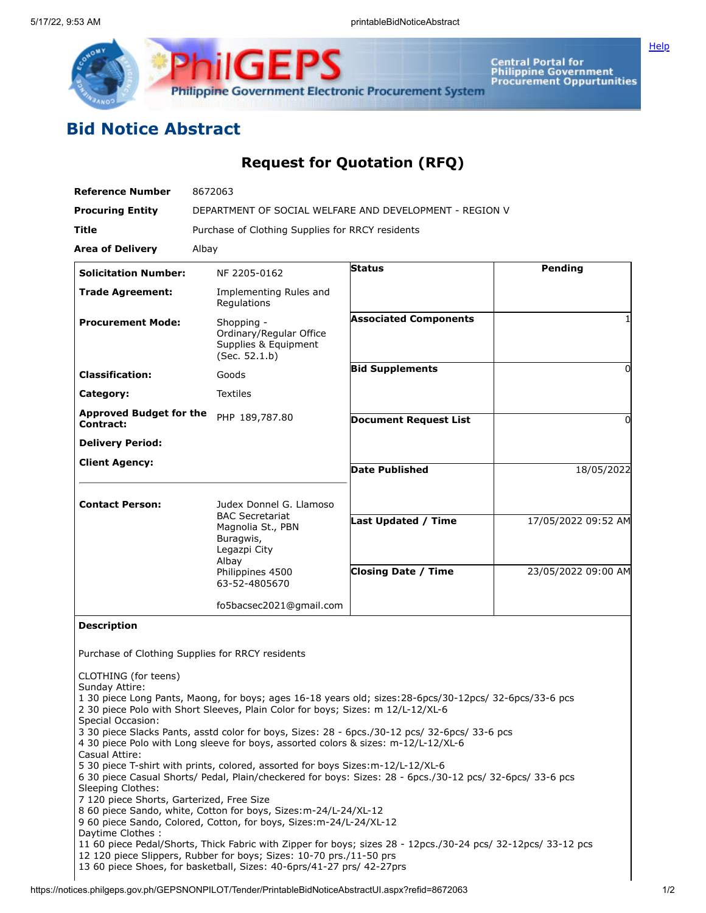# Bid Notice Abstract

## Request for Quotation (RFQ)

| | |
|---|---|
| **Reference Number** | 8672063 |
| **Procuring Entity** | DEPARTMENT OF SOCIAL WELFARE AND DEVELOPMENT - REGION V |
| **Title** | Purchase of Clothing Supplies for RRCY residents |
| **Area of Delivery** | Albay |

| | | | |
|---|---|---|---|
| **Solicitation Number:** | NF 2205-0162 | **Status** | Pending |
| **Trade Agreement:** | Implementing Rules and Regulations | | |
| **Procurement Mode:** | Shopping - Ordinary/Regular Office Supplies & Equipment (Sec. 52.1.b) | **Associated Components** | 1 |
| **Classification:** | Goods | **Bid Supplements** | 0 |
| **Category:** | Textiles | | |
| **Approved Budget for the Contract:** | PHP 189,787.80 | **Document Request List** | 0 |
| **Delivery Period:** | | | |
| **Client Agency:** | | **Date Published** | 18/05/2022 |
| **Contact Person:** | Judex Donnel G. Llamoso<br>BAC Secretariat<br>Magnolia St., PBN<br>Buragwis,<br>Legazpi City<br>Albay<br>Philippines 4500<br>63-52-4805670<br><br>fo5bacsec2021@gmail.com | **Last Updated / Time** | 17/05/2022 09:52 AM |
| | | **Closing Date / Time** | 23/05/2022 09:00 AM |

**Description**

Purchase of Clothing Supplies for RRCY residents

CLOTHING (for teens)
Sunday Attire:
1 30 piece Long Pants, Maong, for boys; ages 16-18 years old; sizes:28-6pcs/30-12pcs/ 32-6pcs/33-6 pcs
2 30 piece Polo with Short Sleeves, Plain Color for boys; Sizes: m 12/L-12/XL-6
Special Occasion:
3 30 piece Slacks Pants, asstd color for boys, Sizes: 28 - 6pcs./30-12 pcs/ 32-6pcs/ 33-6 pcs
4 30 piece Polo with Long sleeve for boys, assorted colors & sizes: m-12/L-12/XL-6
Casual Attire:
5 30 piece T-shirt with prints, colored, assorted for boys Sizes:m-12/L-12/XL-6
6 30 piece Casual Shorts/ Pedal, Plain/checkered for boys: Sizes: 28 - 6pcs./30-12 pcs/ 32-6pcs/ 33-6 pcs
Sleeping Clothes:
7 120 piece Shorts, Garterized, Free Size
8 60 piece Sando, white, Cotton for boys, Sizes:m-24/L-24/XL-12
9 60 piece Sando, Colored, Cotton, for boys, Sizes:m-24/L-24/XL-12
Daytime Clothes :
11 60 piece Pedal/Shorts, Thick Fabric with Zipper for boys; sizes 28 - 12pcs./30-24 pcs/ 32-12pcs/ 33-12 pcs
12 120 piece Slippers, Rubber for boys; Sizes: 10-70 prs./11-50 prs
13 60 piece Shoes, for basketball, Sizes: 40-6prs/41-27 prs/ 42-27prs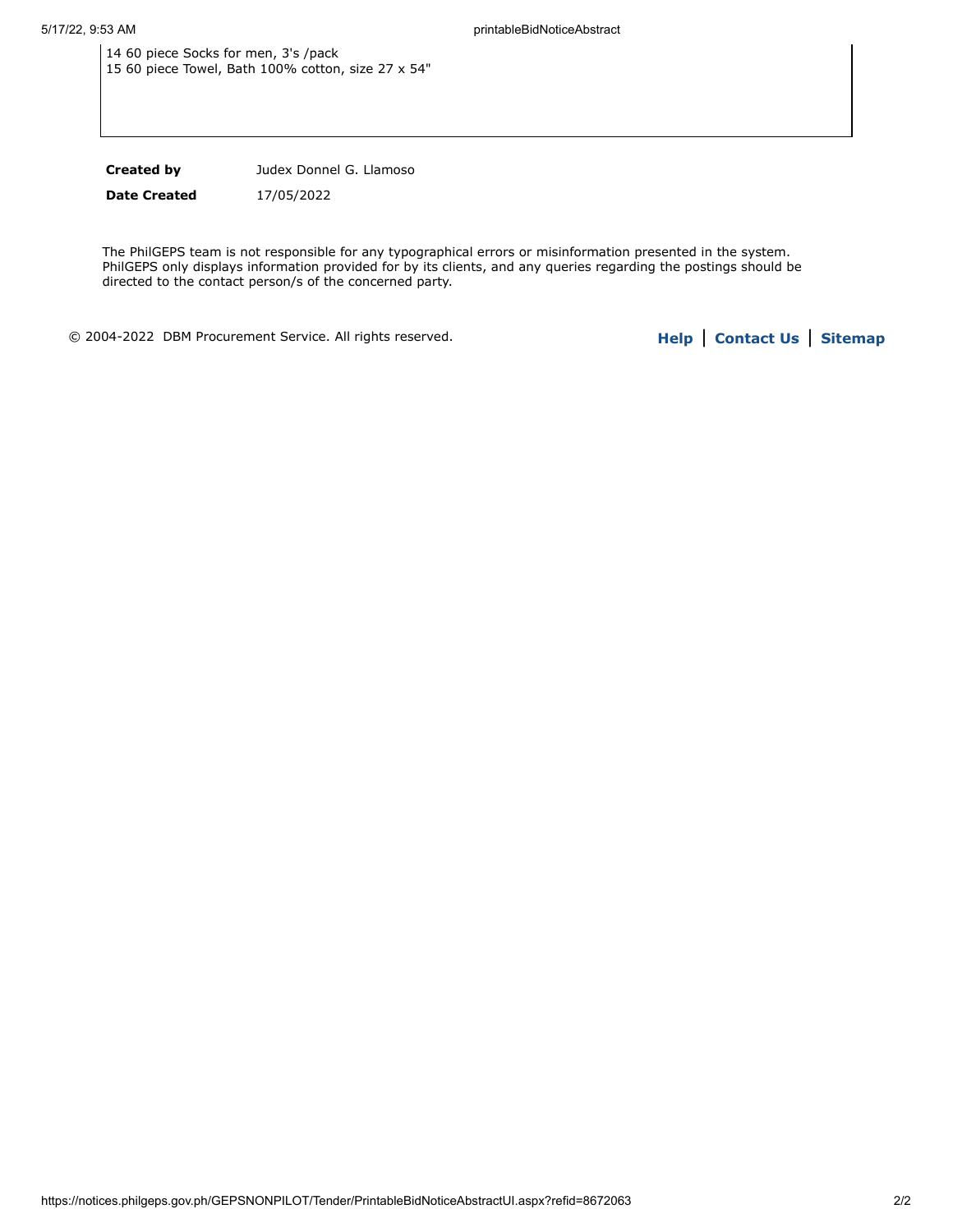14 60 piece Socks for men, 3's /pack
15 60 piece Towel, Bath 100% cotton, size 27 x 54"

| | |
|---|---|
| **Created by** | Judex Donnel G. Llamoso |
| **Date Created** | 17/05/2022 |

The PhilGEPS team is not responsible for any typographical errors or misinformation presented in the system. PhilGEPS only displays information provided for by its clients, and any queries regarding the postings should be directed to the contact person/s of the concerned party.

© 2004-2022 DBM Procurement Service. All rights reserved.

**Help** | **Contact Us** | **Sitemap**